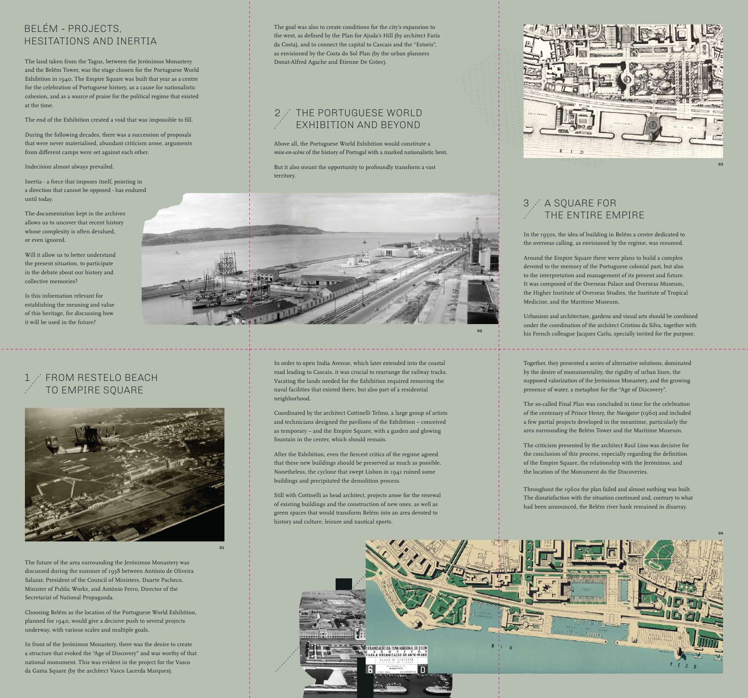# BELÉM - PROJECTS, HESITATIONS AND INERTIA

The land taken from the Tagus, between the Jerónimos Monastery and the Belém Tower, was the stage chosen for the Portuguese World Exhibition in 1940. The Empire Square was built that year as a centre for the celebration of Portuguese history, as a cause for nationalistic cohesion, and as a source of praise for the political regime that existed at the time.

The end of the Exhibition created a void that was impossible to fill.

During the following decades, there was a succession of proposals that were never materialised, abundant criticism arose, arguments from different camps were set against each other.

Indecision almost always prevailed.

Inertia - a force that imposes itself, pointing in a direction that cannot be opposed - has endured until today.

The documentation kept in the archives allows us to uncover that recent history whose complexity is often devalued, or even ignored.

Will it allow us to better understand the present situation, to participate in the debate about our history and collective memories?

Is this information relevant for establishing the meaning and value of this heritage, for discussing how it will be used in the future?

## 1 FROM RESTELO BEACH TO EMPIRE SQUARE

01

The future of the area surrounding the Jerónimos Monastery was discussed during the summer of 1938 between António de Oliveira Salazar, President of the Council of Ministers, Duarte Pacheco, Minister of Public Works, and António Ferro, Director of the Secretariat of National Propaganda.

Choosing Belém as the location of the Portuguese World Exhibition, planned for 1940, would give a decisive push to several projects underway, with various scales and multiple goals.

In front of the Jerónimos Monastery, there was the desire to create a structure that evoked the "Age of Discovery" and was worthy of that national monument. This was evident in the project for the Vasco da Gama Square (by the architect Vasco Lacerda Marques).

The goal was also to create conditions for the city's expansion to the west, as defined by the Plan for Ajuda's Hill (by architect Faria da Costa), and to connect the capital to Cascais and the "Estoris", as envisioned by the Costa do Sol Plan (by the urban planners Donat-Alfred Agache and Étienne De Gröer).

## 2 THE PORTUGUESE WORLD EXHIBITION AND BEYOND

Above all, the Portuguese World Exhibition would constitute a *mise-en-scène* of the history of Portugal with a marked nationalistic bent.

But it also meant the opportunity to profoundly transform a vast territory.

02

In order to open India Avenue, which later extended into the coastal road leading to Cascais, it was crucial to rearrange the railway tracks. Vacating the lands needed for the Exhibition required removing the naval facilities that existed there, but also part of a residential neighborhood.

Coordinated by the architect Cottinelli Telmo, a large group of artists and technicians designed the pavilions of the Exhibition – conceived as temporary – and the Empire Square, with a garden and glowing fountain in the center, which should remain.

After the Exhibition, even the fiercest critics of the regime agreed that these new buildings should be preserved as much as possible. Nonetheless, the cyclone that swept Lisbon in 1941 ruined some buildings and precipitated the demolition process.

Still with Cottinelli as head architect, projects arose for the renewal of existing buildings and the construction of new ones, as well as green spaces that would transform Belém into an area devoted to history and culture, leisure and nautical sports.

03

## 3 A SQUARE FOR THE ENTIRE EMPIRE

In the 1950s, the idea of building in Belém a centre dedicated to the overseas calling, as envisioned by the regime, was resumed.

Around the Empire Square there were plans to build a complex devoted to the memory of the Portuguese colonial past, but also to the interpretation and management of its present and future. It was composed of the Overseas Palace and Overseas Museum, the Higher Institute of Overseas Studies, the Institute of Tropical Medicine, and the Maritime Museum.

Urbanism and architecture, gardens and visual arts should be combined under the coordination of the architect Cristino da Silva, together with his French colleague Jacques Carlu, specially invited for the purpose.

Together, they presented a series of alternative solutions, dominated by the desire of monumentality, the rigidity of urban lines, the supposed valorization of the Jerónimos Monastery, and the growing presence of water, a metaphor for the "Age of Discovery".

The so-called Final Plan was concluded in time for the celebration of the centenary of Prince Henry, the *Navigator* (1960) and included a few partial projects developed in the meantime, particularly the area surrounding the Belém Tower and the Maritime Museum.

The criticism presented by the architect Raul Lino was decisive for the conclusion of this process, especially regarding the definition of the Empire Square, the relationship with the Jerónimos, and the location of the Monument do the Discoveries.

Throughout the 1960s the plan failed and almost nothing was built. The dissatisfaction with the situation continued and, contrary to what had been announced, the Belém river bank remained in disarray.

04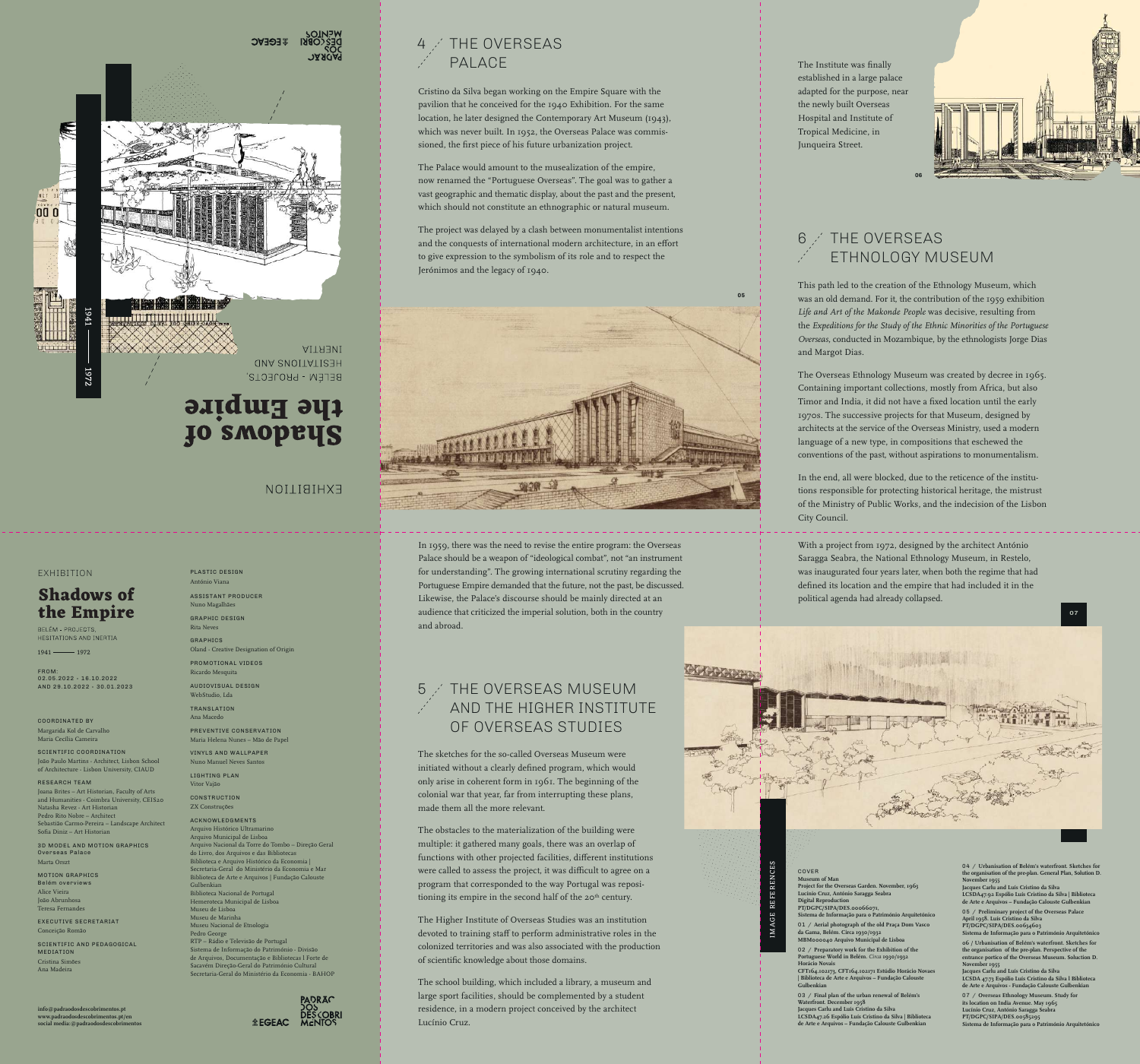EXHIBITION

# Shadows of the Empire

BELÉM - PROJECTS, HESITATIONS AND INERTIA

1941 —— 1972

## 4 / THE OVERSEAS PALACE

Cristino da Silva began working on the Empire Square with the pavilion that he conceived for the 1940 Exhibition. For the same location, he later designed the Contemporary Art Museum (1943), which was never built. In 1952, the Overseas Palace was commissioned, the first piece of his future urbanization project.

The Palace would amount to the musealization of the empire, now renamed the "Portuguese Overseas". The goal was to gather a vast geographic and thematic display, about the past and the present, which should not constitute an ethnographic or natural museum.

The project was delayed by a clash between monumentalist intentions and the conquests of international modern architecture, in an effort to give expression to the symbolism of its role and to respect the Jerónimos and the legacy of 1940.

In 1959, there was the need to revise the entire program: the Overseas Palace should be a weapon of "ideological combat", not "an instrument for understanding". The growing international scrutiny regarding the Portuguese Empire demanded that the future, not the past, be discussed. Likewise, the Palace's discourse should be mainly directed at an audience that criticized the imperial solution, both in the country and abroad.

## 5 / THE OVERSEAS MUSEUM AND THE HIGHER INSTITUTE OF OVERSEAS STUDIES

The sketches for the so-called Overseas Museum were initiated without a clearly defined program, which would only arise in coherent form in 1961. The beginning of the colonial war that year, far from interrupting these plans, made them all the more relevant.

The obstacles to the materialization of the building were multiple: it gathered many goals, there was an overlap of functions with other projected facilities, different institutions were called to assess the project, it was difficult to agree on a program that corresponded to the way Portugal was repositioning its empire in the second half of the 20th century.

The Higher Institute of Overseas Studies was an institution devoted to training staff to perform administrative roles in the colonized territories and was also associated with the production of scientific knowledge about those domains.

The school building, which included a library, a museum and large sport facilities, should be complemented by a student residence, in a modern project conceived by the architect Lucínio Cruz.

The Institute was finally established in a large palace adapted for the purpose, near the newly built Overseas Hospital and Institute of Tropical Medicine, in Junqueira Street.

## 6 / THE OVERSEAS ETHNOLOGY MUSEUM

This path led to the creation of the Ethnology Museum, which was an old demand. For it, the contribution of the 1959 exhibition *Life and Art of the Makonde People* was decisive, resulting from the *Expeditions for the Study of the Ethnic Minorities of the Portuguese Overseas*, conducted in Mozambique, by the ethnologists Jorge Dias and Margot Dias.

The Overseas Ethnology Museum was created by decree in 1965. Containing important collections, mostly from Africa, but also Timor and India, it did not have a fixed location until the early 1970s. The successive projects for that Museum, designed by architects at the service of the Overseas Ministry, used a modern language of a new type, in compositions that eschewed the conventions of the past, without aspirations to monumentalism.

In the end, all were blocked, due to the reticence of the institutions responsible for protecting historical heritage, the mistrust of the Ministry of Public Works, and the indecision of the Lisbon City Council.

With a project from 1972, designed by the architect António Saragga Seabra, the National Ethnology Museum, in Restelo, was inaugurated four years later, when both the regime that had defined its location and the empire that had included it in the political agenda had already collapsed.

---

EXHIBITION

## Shadows of the Empire

BELÉM - PROJECTS, HESITATIONS AND INERTIA

1941 —— 1972

FROM:
02.06.2022 - 16.10.2022
AND 29.10.2022 - 30.01.2023

COORDINATED BY
Margarida Kol de Carvalho
Maria Cecília Cameira

SCIENTIFIC COORDINATION
João Paulo Martins - Architect, Lisbon School of Architecture - Lisbon University, CIAUD

RESEARCH TEAM
Joana Brites – Art Historian, Faculty of Arts and Humanities - Coimbra University, CEIS20
Natasha Revez - Art Historian
Pedro Rito Nobre – Architect
Sebastião Carmo-Pereira – Landscape Architect
Sofia Diniz – Art Historian

3D MODEL AND MOTION GRAPHICS Overseas Palace
Marta Orszt

MOTION GRAPHICS Belém overviews
Alice Vieira
João Abrunhosa
Teresa Fernandes

EXECUTIVE SECRETARIAT
Conceição Romão

SCIENTIFIC AND PEDAGOGICAL MEDIATION
Cristina Simões
Ana Madeira

PLASTIC DESIGN
António Viana

ASSISTANT PRODUCER
Nuno Magalhães

GRAPHIC DESIGN
Rita Neves

GRAPHICS
Oland - Creative Designation of Origin

PROMOTIONAL VIDEOS
Ricardo Mesquita

AUDIOVISUAL DESIGN
WebStudio, Lda

TRANSLATION
Ana Macedo

PREVENTIVE CONSERVATION
Maria Helena Nunes – Mão de Papel

VINYLS AND WALLPAPER
Nuno Manuel Neves Santos

LIGHTING PLAN
Vítor Vajão

CONSTRUCTION
ZX Construções

ACKNOWLEDGMENTS
Arquivo Histórico Ultramarino
Arquivo Municipal de Lisboa
Arquivo Nacional da Torre do Tombo – Direção Geral do Livro, dos Arquivos e das Bibliotecas
Biblioteca e Arquivo Histórico da Economia | Secretaria-Geral do Ministério da Economia e Mar
Biblioteca de Arte e Arquivos | Fundação Calouste Gulbenkian
Biblioteca Nacional de Portugal
Hemeroteca Municipal de Lisboa
Museu de Lisboa
Museu de Marinha
Museu Nacional de Etnologia
Pedro George
RTP – Rádio e Televisão de Portugal
Sistema de Informação do Património - Divisão de Arquivos, Documentação e Bibliotecas | Forte de Sacavém Direção-Geral do Património Cultural
Secretaria-Geral do Ministério da Economia - BAHOP

info@padraodosdescobrimentos.pt
www.padraodosdescobrimentos.pt/en
social media: @padraodosdescobrimentos

---

IMAGE REFERENCES

COVER
Museum of Man
Project for the Overseas Garden. November, 1963
Lucínio Cruz, António Saragga Seabra
Digital Reproduction
PT/DGPC/SIPA/DES.00066071,
Sistema de Informação para o Património Arquitetónico

01 / Aerial photograph of the old Praça Dom Vasco da Gama, Belém. Circa 1930/1932
MBM000040 Arquivo Municipal de Lisboa

02 / Preparatory work for the Exhibition of the Portuguese World in Belém. Circa 1930/1932
Horácio Novais
CFT164.102173, CFT164.102172 Estúdio Horácio Novaes | Biblioteca de Arte e Arquivos – Fundação Calouste Gulbenkian

03 / Final plan of the urban renewal of Belém's Waterfront. December 1958
Jacques Carlu and Luís Cristino da Silva
LCSDA47.26 Espólio Luís Cristino da Silva | Biblioteca de Arte e Arquivos – Fundação Calouste Gulbenkian

04 / Urbanisation of Belém's waterfront. Sketches for the organisation of the pre-plan. General Plan, Solution D. November 1955
Jacques Carlu and Luís Cristino da Silva
LCSDA47.92 Espólio Luís Cristino da Silva | Biblioteca de Arte e Arquivos – Fundação Calouste Gulbenkian

05 / Preliminary project of the Overseas Palace April 1958. Luís Cristino da Silva
PT/DGPC/SIPA/DES.00634603
Sistema de Informação para o Património Arquitetónico

06 / Urbanisation of Belém's waterfront. Sketches for the organisation of the pre-plan. Perspective of the entrance portico of the Overseas Museum. Solution D. November 1955
Jacques Carlu and Luís Cristino da Silva
LCSDA 47.73 Espólio Luís Cristino da Silva | Biblioteca de Arte e Arquivos - Fundação Calouste Gulbenkian

07 / Overseas Ethnology Museum. Study for its location on India Avenue. May 1965
Lucínio Cruz, António Saragga Seabra
PT/DGPC/SIPA/DES.00585295
Sistema de Informação para o Património Arquitetónico